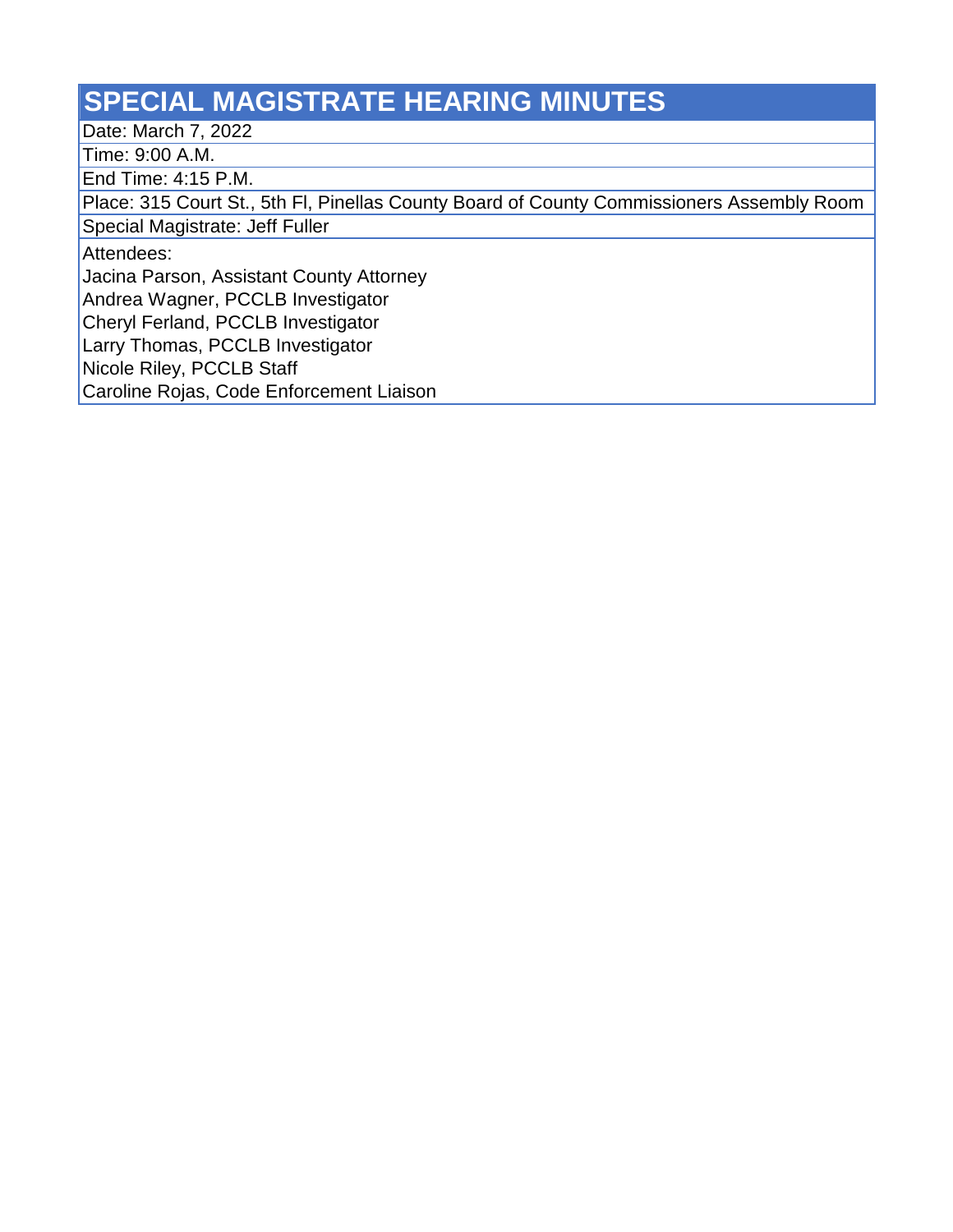# SPECIAL MAGISTRATE HEARING MINUTES

Date: March 7, 2022

Time: 9:00 A.M.

End Time: 4:15 P.M.

Place: 315 Court St., 5th Fl, Pinellas County Board of County Commissioners Assembly Room

Special Magistrate: Jeff Fuller

Attendees:

Jacina Parson, Assistant County Attorney
Andrea Wagner, PCCLB Investigator
Cheryl Ferland, PCCLB Investigator
Larry Thomas, PCCLB Investigator
Nicole Riley, PCCLB Staff
Caroline Rojas, Code Enforcement Liaison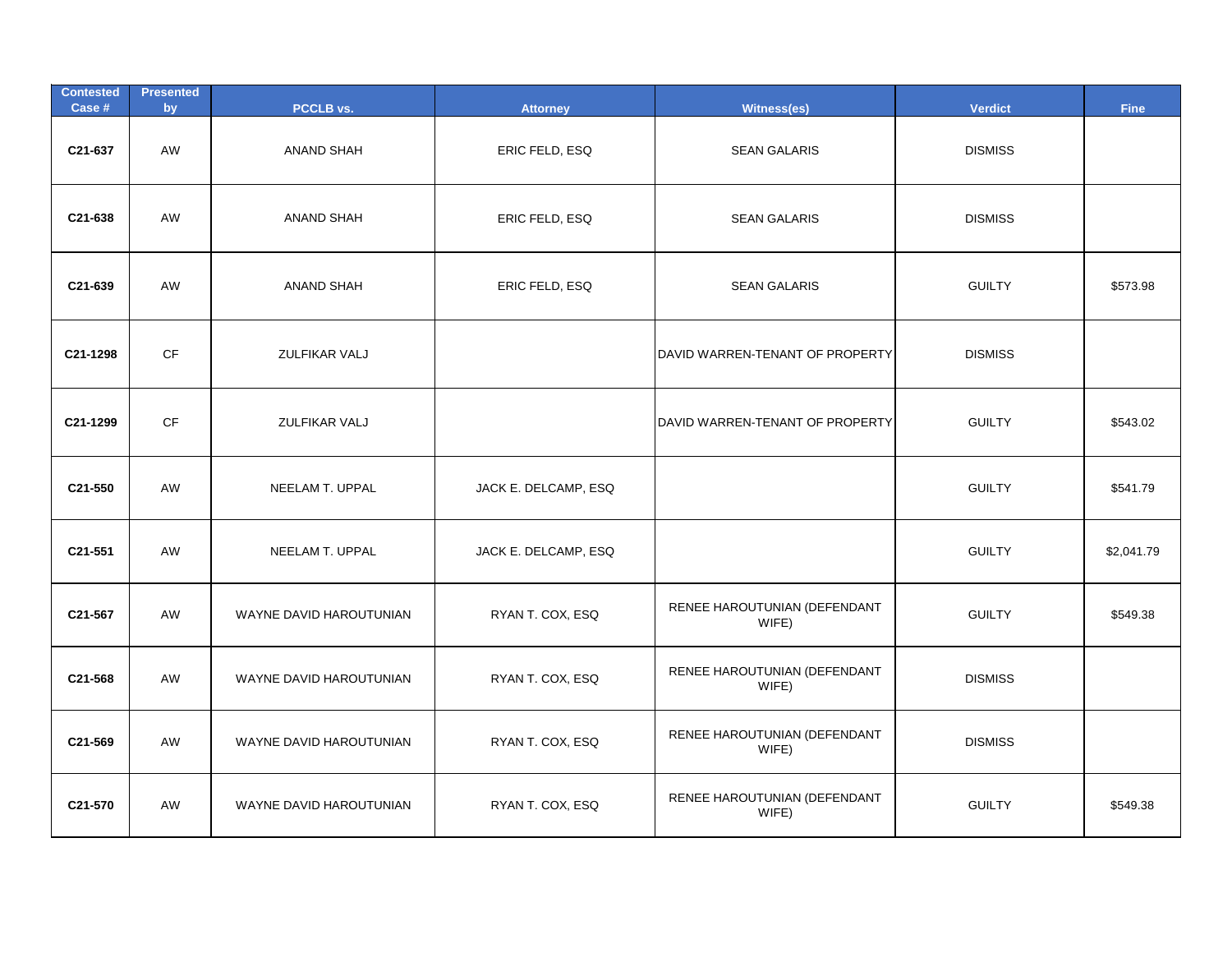| Contested Case # | Presented by | PCCLB vs. | Attorney | Witness(es) | Verdict | Fine |
|---|---|---|---|---|---|---|
| C21-637 | AW | ANAND SHAH | ERIC FELD, ESQ | SEAN GALARIS | DISMISS | |
| C21-638 | AW | ANAND SHAH | ERIC FELD, ESQ | SEAN GALARIS | DISMISS | |
| C21-639 | AW | ANAND SHAH | ERIC FELD, ESQ | SEAN GALARIS | GUILTY | $573.98 |
| C21-1298 | CF | ZULFIKAR VALJ | | DAVID WARREN-TENANT OF PROPERTY | DISMISS | |
| C21-1299 | CF | ZULFIKAR VALJ | | DAVID WARREN-TENANT OF PROPERTY | GUILTY | $543.02 |
| C21-550 | AW | NEELAM T. UPPAL | JACK E. DELCAMP, ESQ | | GUILTY | $541.79 |
| C21-551 | AW | NEELAM T. UPPAL | JACK E. DELCAMP, ESQ | | GUILTY | $2,041.79 |
| C21-567 | AW | WAYNE DAVID HAROUTUNIAN | RYAN T. COX, ESQ | RENEE HAROUTUNIAN (DEFENDANT WIFE) | GUILTY | $549.38 |
| C21-568 | AW | WAYNE DAVID HAROUTUNIAN | RYAN T. COX, ESQ | RENEE HAROUTUNIAN (DEFENDANT WIFE) | DISMISS | |
| C21-569 | AW | WAYNE DAVID HAROUTUNIAN | RYAN T. COX, ESQ | RENEE HAROUTUNIAN (DEFENDANT WIFE) | DISMISS | |
| C21-570 | AW | WAYNE DAVID HAROUTUNIAN | RYAN T. COX, ESQ | RENEE HAROUTUNIAN (DEFENDANT WIFE) | GUILTY | $549.38 |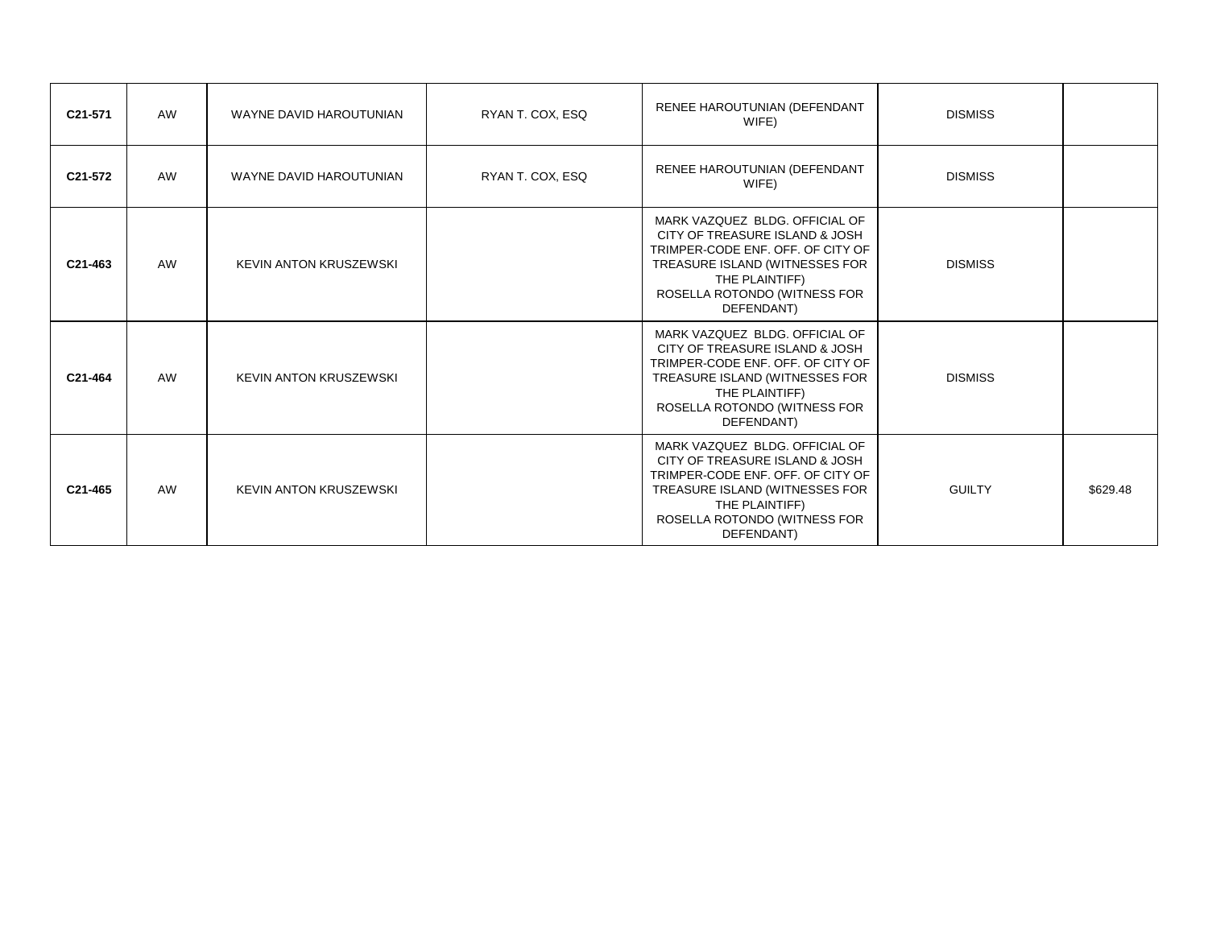| | | | | | | |
|---|---|---|---|---|---|---|
| **C21-571** | AW | WAYNE DAVID HAROUTUNIAN | RYAN T. COX, ESQ | RENEE HAROUTUNIAN (DEFENDANT WIFE) | DISMISS | |
| **C21-572** | AW | WAYNE DAVID HAROUTUNIAN | RYAN T. COX, ESQ | RENEE HAROUTUNIAN (DEFENDANT WIFE) | DISMISS | |
| **C21-463** | AW | KEVIN ANTON KRUSZEWSKI | | MARK VAZQUEZ BLDG. OFFICIAL OF CITY OF TREASURE ISLAND & JOSH TRIMPER-CODE ENF. OFF. OF CITY OF TREASURE ISLAND (WITNESSES FOR THE PLAINTIFF) ROSELLA ROTONDO (WITNESS FOR DEFENDANT) | DISMISS | |
| **C21-464** | AW | KEVIN ANTON KRUSZEWSKI | | MARK VAZQUEZ BLDG. OFFICIAL OF CITY OF TREASURE ISLAND & JOSH TRIMPER-CODE ENF. OFF. OF CITY OF TREASURE ISLAND (WITNESSES FOR THE PLAINTIFF) ROSELLA ROTONDO (WITNESS FOR DEFENDANT) | DISMISS | |
| **C21-465** | AW | KEVIN ANTON KRUSZEWSKI | | MARK VAZQUEZ BLDG. OFFICIAL OF CITY OF TREASURE ISLAND & JOSH TRIMPER-CODE ENF. OFF. OF CITY OF TREASURE ISLAND (WITNESSES FOR THE PLAINTIFF) ROSELLA ROTONDO (WITNESS FOR DEFENDANT) | GUILTY | $629.48 |